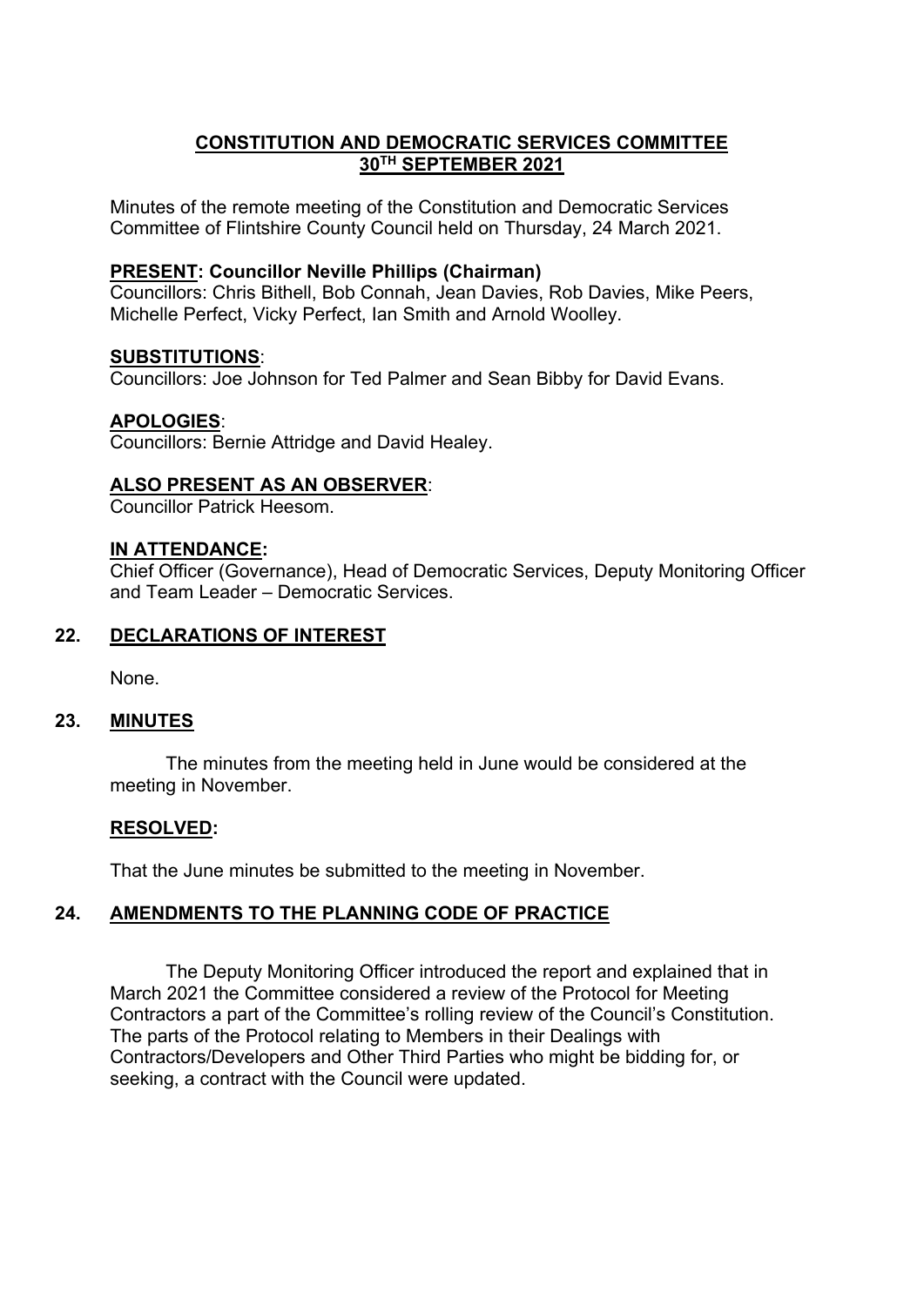# CONSTITUTION AND DEMOCRATIC SERVICES COMMITTEE 30TH SEPTEMBER 2021

Minutes of the remote meeting of the Constitution and Democratic Services Committee of Flintshire County Council held on Thursday, 24 March 2021.

**PRESENT: Councillor Neville Phillips (Chairman)**
Councillors: Chris Bithell, Bob Connah, Jean Davies, Rob Davies, Mike Peers, Michelle Perfect, Vicky Perfect, Ian Smith and Arnold Woolley.

**SUBSTITUTIONS**:
Councillors: Joe Johnson for Ted Palmer and Sean Bibby for David Evans.

**APOLOGIES**:
Councillors: Bernie Attridge and David Healey.

**ALSO PRESENT AS AN OBSERVER**:
Councillor Patrick Heesom.

**IN ATTENDANCE:**
Chief Officer (Governance), Head of Democratic Services, Deputy Monitoring Officer and Team Leader – Democratic Services.

## 22. DECLARATIONS OF INTEREST

None.

## 23. MINUTES

The minutes from the meeting held in June would be considered at the meeting in November.

**RESOLVED:**

That the June minutes be submitted to the meeting in November.

## 24. AMENDMENTS TO THE PLANNING CODE OF PRACTICE

The Deputy Monitoring Officer introduced the report and explained that in March 2021 the Committee considered a review of the Protocol for Meeting Contractors a part of the Committee's rolling review of the Council's Constitution. The parts of the Protocol relating to Members in their Dealings with Contractors/Developers and Other Third Parties who might be bidding for, or seeking, a contract with the Council were updated.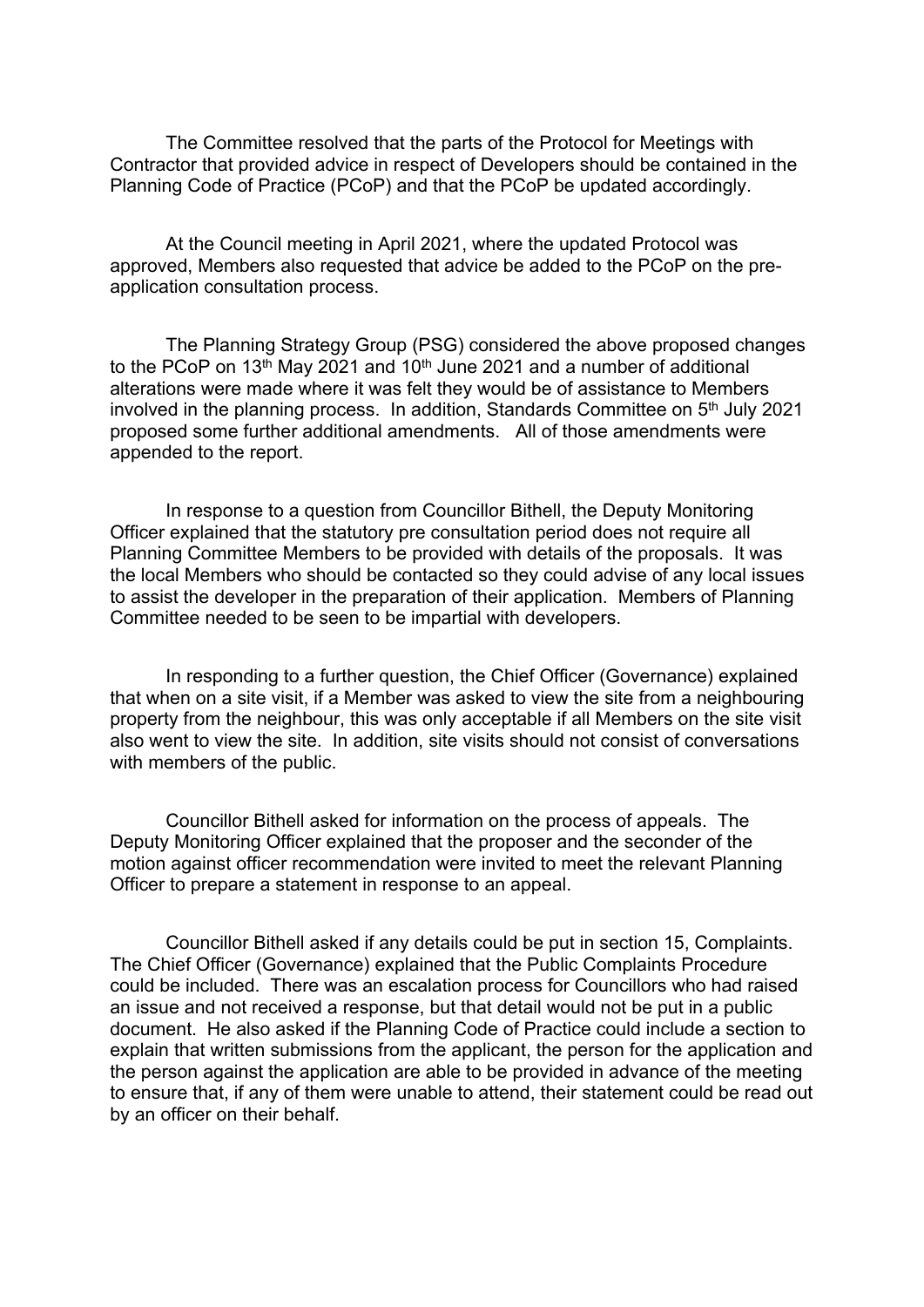The Committee resolved that the parts of the Protocol for Meetings with Contractor that provided advice in respect of Developers should be contained in the Planning Code of Practice (PCoP) and that the PCoP be updated accordingly.

At the Council meeting in April 2021, where the updated Protocol was approved, Members also requested that advice be added to the PCoP on the pre-application consultation process.

The Planning Strategy Group (PSG) considered the above proposed changes to the PCoP on 13th May 2021 and 10th June 2021 and a number of additional alterations were made where it was felt they would be of assistance to Members involved in the planning process. In addition, Standards Committee on 5th July 2021 proposed some further additional amendments. All of those amendments were appended to the report.

In response to a question from Councillor Bithell, the Deputy Monitoring Officer explained that the statutory pre consultation period does not require all Planning Committee Members to be provided with details of the proposals. It was the local Members who should be contacted so they could advise of any local issues to assist the developer in the preparation of their application. Members of Planning Committee needed to be seen to be impartial with developers.

In responding to a further question, the Chief Officer (Governance) explained that when on a site visit, if a Member was asked to view the site from a neighbouring property from the neighbour, this was only acceptable if all Members on the site visit also went to view the site. In addition, site visits should not consist of conversations with members of the public.

Councillor Bithell asked for information on the process of appeals. The Deputy Monitoring Officer explained that the proposer and the seconder of the motion against officer recommendation were invited to meet the relevant Planning Officer to prepare a statement in response to an appeal.

Councillor Bithell asked if any details could be put in section 15, Complaints. The Chief Officer (Governance) explained that the Public Complaints Procedure could be included. There was an escalation process for Councillors who had raised an issue and not received a response, but that detail would not be put in a public document. He also asked if the Planning Code of Practice could include a section to explain that written submissions from the applicant, the person for the application and the person against the application are able to be provided in advance of the meeting to ensure that, if any of them were unable to attend, their statement could be read out by an officer on their behalf.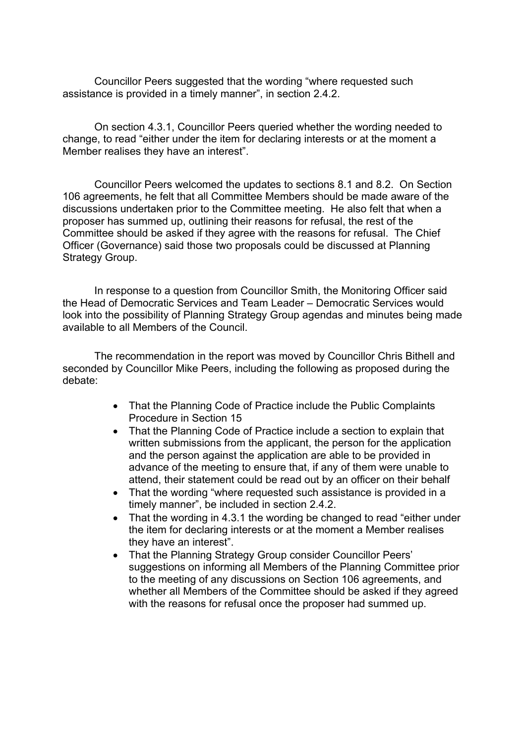Councillor Peers suggested that the wording "where requested such assistance is provided in a timely manner", in section 2.4.2.

On section 4.3.1, Councillor Peers queried whether the wording needed to change, to read "either under the item for declaring interests or at the moment a Member realises they have an interest".

Councillor Peers welcomed the updates to sections 8.1 and 8.2. On Section 106 agreements, he felt that all Committee Members should be made aware of the discussions undertaken prior to the Committee meeting. He also felt that when a proposer has summed up, outlining their reasons for refusal, the rest of the Committee should be asked if they agree with the reasons for refusal. The Chief Officer (Governance) said those two proposals could be discussed at Planning Strategy Group.

In response to a question from Councillor Smith, the Monitoring Officer said the Head of Democratic Services and Team Leader – Democratic Services would look into the possibility of Planning Strategy Group agendas and minutes being made available to all Members of the Council.

The recommendation in the report was moved by Councillor Chris Bithell and seconded by Councillor Mike Peers, including the following as proposed during the debate:

- That the Planning Code of Practice include the Public Complaints Procedure in Section 15
- That the Planning Code of Practice include a section to explain that written submissions from the applicant, the person for the application and the person against the application are able to be provided in advance of the meeting to ensure that, if any of them were unable to attend, their statement could be read out by an officer on their behalf
- That the wording "where requested such assistance is provided in a timely manner", be included in section 2.4.2.
- That the wording in 4.3.1 the wording be changed to read "either under the item for declaring interests or at the moment a Member realises they have an interest".
- That the Planning Strategy Group consider Councillor Peers' suggestions on informing all Members of the Planning Committee prior to the meeting of any discussions on Section 106 agreements, and whether all Members of the Committee should be asked if they agreed with the reasons for refusal once the proposer had summed up.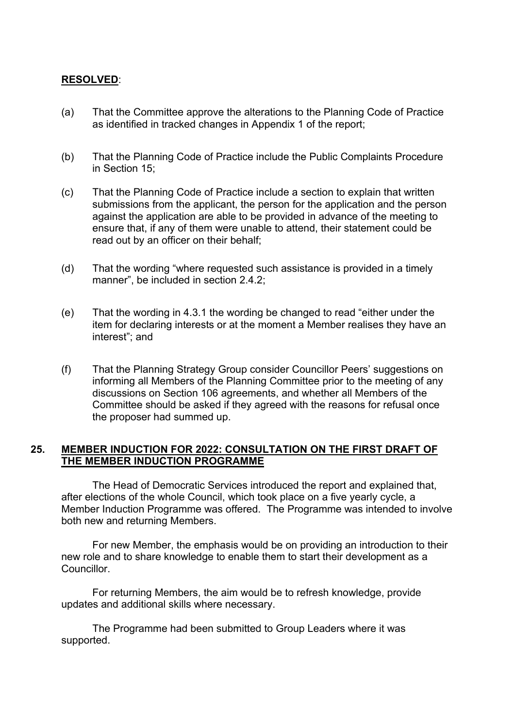**RESOLVED**:

(a) That the Committee approve the alterations to the Planning Code of Practice as identified in tracked changes in Appendix 1 of the report;

(b) That the Planning Code of Practice include the Public Complaints Procedure in Section 15;

(c) That the Planning Code of Practice include a section to explain that written submissions from the applicant, the person for the application and the person against the application are able to be provided in advance of the meeting to ensure that, if any of them were unable to attend, their statement could be read out by an officer on their behalf;

(d) That the wording "where requested such assistance is provided in a timely manner", be included in section 2.4.2;

(e) That the wording in 4.3.1 the wording be changed to read "either under the item for declaring interests or at the moment a Member realises they have an interest"; and

(f) That the Planning Strategy Group consider Councillor Peers' suggestions on informing all Members of the Planning Committee prior to the meeting of any discussions on Section 106 agreements, and whether all Members of the Committee should be asked if they agreed with the reasons for refusal once the proposer had summed up.

## 25. MEMBER INDUCTION FOR 2022: CONSULTATION ON THE FIRST DRAFT OF THE MEMBER INDUCTION PROGRAMME

The Head of Democratic Services introduced the report and explained that, after elections of the whole Council, which took place on a five yearly cycle, a Member Induction Programme was offered. The Programme was intended to involve both new and returning Members.

For new Member, the emphasis would be on providing an introduction to their new role and to share knowledge to enable them to start their development as a Councillor.

For returning Members, the aim would be to refresh knowledge, provide updates and additional skills where necessary.

The Programme had been submitted to Group Leaders where it was supported.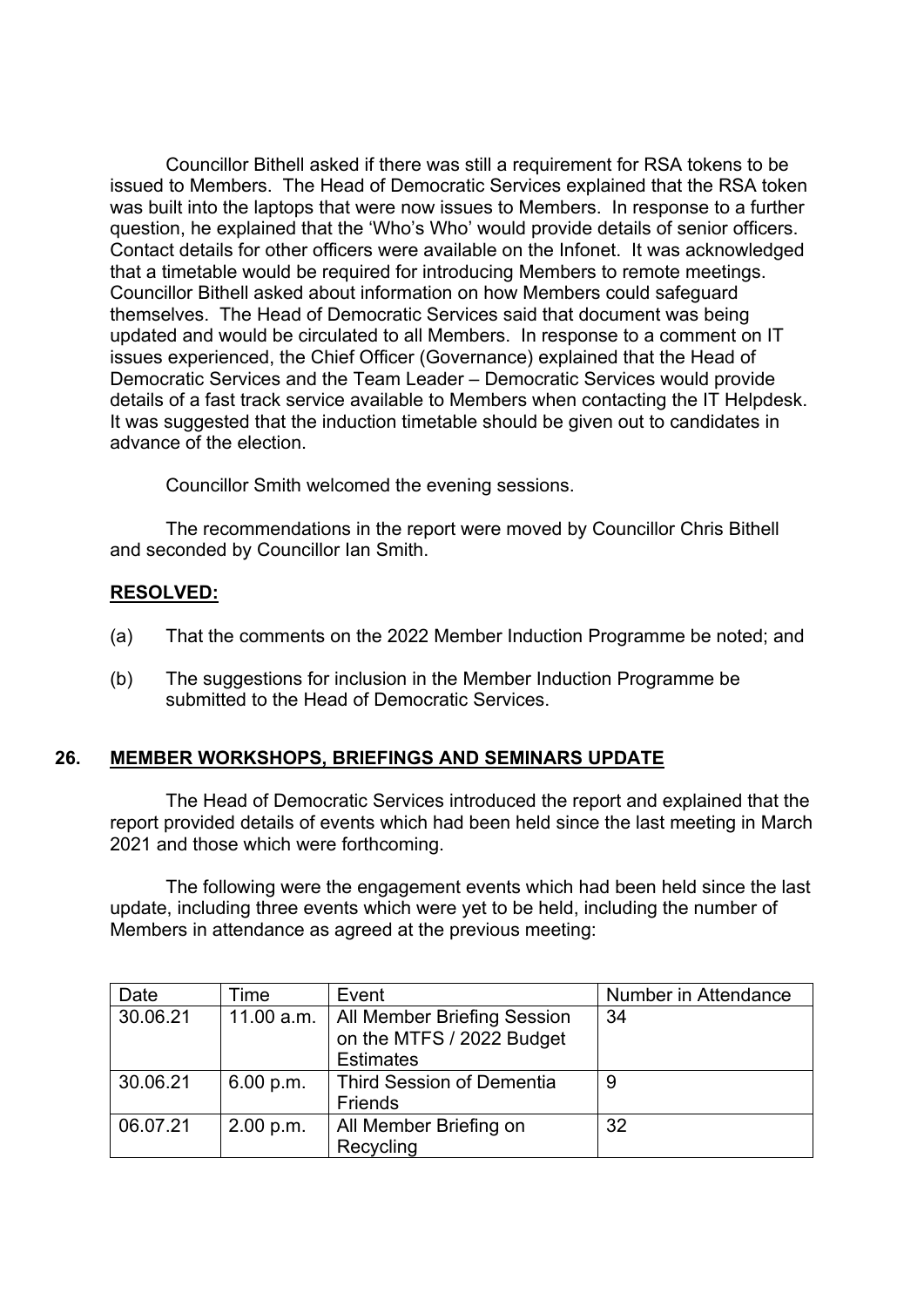Councillor Bithell asked if there was still a requirement for RSA tokens to be issued to Members. The Head of Democratic Services explained that the RSA token was built into the laptops that were now issues to Members. In response to a further question, he explained that the 'Who's Who' would provide details of senior officers. Contact details for other officers were available on the Infonet. It was acknowledged that a timetable would be required for introducing Members to remote meetings. Councillor Bithell asked about information on how Members could safeguard themselves. The Head of Democratic Services said that document was being updated and would be circulated to all Members. In response to a comment on IT issues experienced, the Chief Officer (Governance) explained that the Head of Democratic Services and the Team Leader – Democratic Services would provide details of a fast track service available to Members when contacting the IT Helpdesk. It was suggested that the induction timetable should be given out to candidates in advance of the election.

Councillor Smith welcomed the evening sessions.

The recommendations in the report were moved by Councillor Chris Bithell and seconded by Councillor Ian Smith.

**RESOLVED:**

(a) That the comments on the 2022 Member Induction Programme be noted; and

(b) The suggestions for inclusion in the Member Induction Programme be submitted to the Head of Democratic Services.

## 26. MEMBER WORKSHOPS, BRIEFINGS AND SEMINARS UPDATE

The Head of Democratic Services introduced the report and explained that the report provided details of events which had been held since the last meeting in March 2021 and those which were forthcoming.

The following were the engagement events which had been held since the last update, including three events which were yet to be held, including the number of Members in attendance as agreed at the previous meeting:

| Date | Time | Event | Number in Attendance |
|---|---|---|---|
| 30.06.21 | 11.00 a.m. | All Member Briefing Session on the MTFS / 2022 Budget Estimates | 34 |
| 30.06.21 | 6.00 p.m. | Third Session of Dementia Friends | 9 |
| 06.07.21 | 2.00 p.m. | All Member Briefing on Recycling | 32 |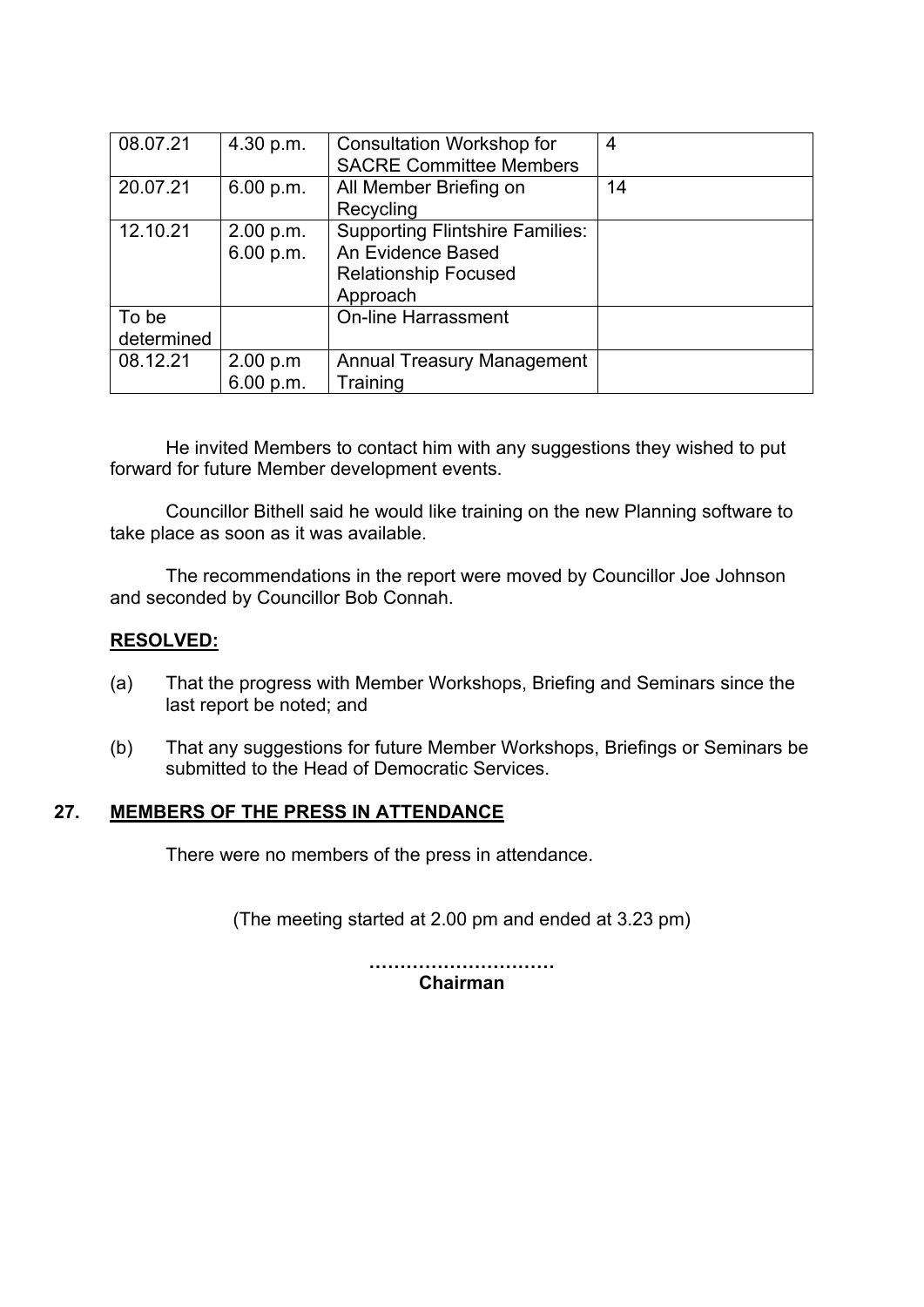| | | | |
|---|---|---|---|
| 08.07.21 | 4.30 p.m. | Consultation Workshop for SACRE Committee Members | 4 |
| 20.07.21 | 6.00 p.m. | All Member Briefing on Recycling | 14 |
| 12.10.21 | 2.00 p.m.<br>6.00 p.m. | Supporting Flintshire Families: An Evidence Based Relationship Focused Approach | |
| To be determined | | On-line Harrassment | |
| 08.12.21 | 2.00 p.m<br>6.00 p.m. | Annual Treasury Management Training | |

He invited Members to contact him with any suggestions they wished to put forward for future Member development events.

Councillor Bithell said he would like training on the new Planning software to take place as soon as it was available.

The recommendations in the report were moved by Councillor Joe Johnson and seconded by Councillor Bob Connah.

**RESOLVED:**

(a) That the progress with Member Workshops, Briefing and Seminars since the last report be noted; and

(b) That any suggestions for future Member Workshops, Briefings or Seminars be submitted to the Head of Democratic Services.

## 27. MEMBERS OF THE PRESS IN ATTENDANCE

There were no members of the press in attendance.

(The meeting started at 2.00 pm and ended at 3.23 pm)

…………………………
**Chairman**